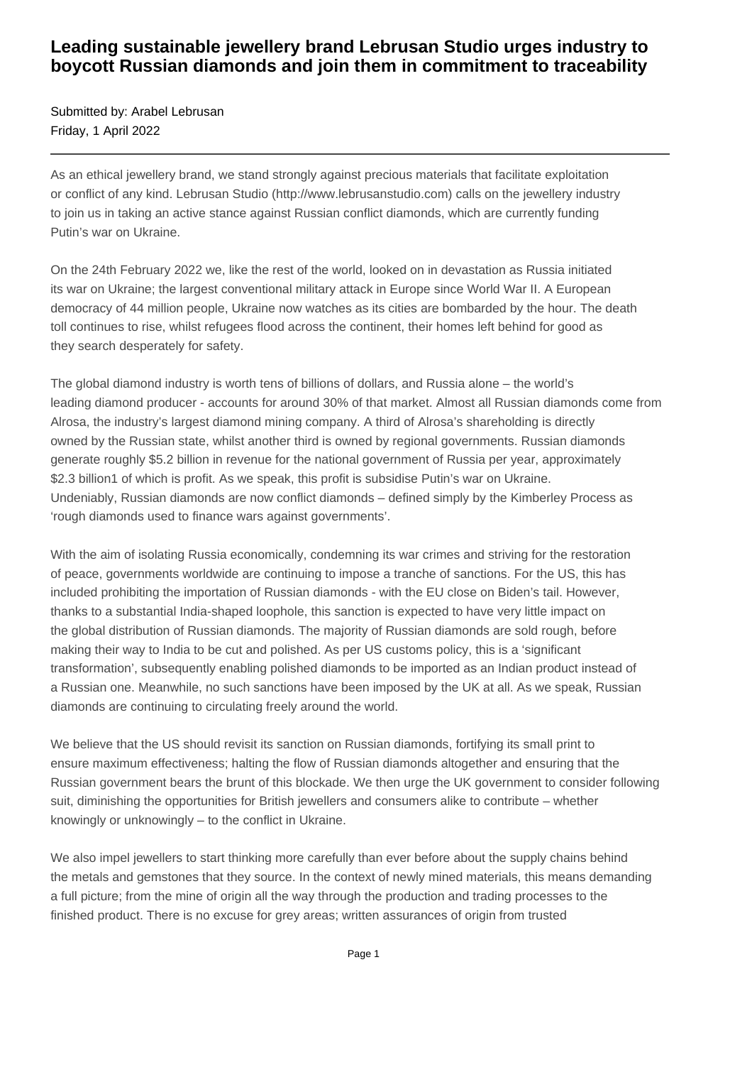# Leading sustainable jewellery brand Lebrusan Studio urges industry to boycott Russian diamonds and join them in commitment to traceability

Submitted by: Arabel Lebrusan
Friday, 1 April 2022

---

As an ethical jewellery brand, we stand strongly against precious materials that facilitate exploitation or conflict of any kind. Lebrusan Studio (http://www.lebrusanstudio.com) calls on the jewellery industry to join us in taking an active stance against Russian conflict diamonds, which are currently funding Putin's war on Ukraine.

On the 24th February 2022 we, like the rest of the world, looked on in devastation as Russia initiated its war on Ukraine; the largest conventional military attack in Europe since World War II. A European democracy of 44 million people, Ukraine now watches as its cities are bombarded by the hour. The death toll continues to rise, whilst refugees flood across the continent, their homes left behind for good as they search desperately for safety.

The global diamond industry is worth tens of billions of dollars, and Russia alone – the world's leading diamond producer - accounts for around 30% of that market. Almost all Russian diamonds come from Alrosa, the industry's largest diamond mining company. A third of Alrosa's shareholding is directly owned by the Russian state, whilst another third is owned by regional governments. Russian diamonds generate roughly $5.2 billion in revenue for the national government of Russia per year, approximately $2.3 billion1 of which is profit. As we speak, this profit is subsidise Putin's war on Ukraine. Undeniably, Russian diamonds are now conflict diamonds – defined simply by the Kimberley Process as 'rough diamonds used to finance wars against governments'.

With the aim of isolating Russia economically, condemning its war crimes and striving for the restoration of peace, governments worldwide are continuing to impose a tranche of sanctions. For the US, this has included prohibiting the importation of Russian diamonds - with the EU close on Biden's tail. However, thanks to a substantial India-shaped loophole, this sanction is expected to have very little impact on the global distribution of Russian diamonds. The majority of Russian diamonds are sold rough, before making their way to India to be cut and polished. As per US customs policy, this is a 'significant transformation', subsequently enabling polished diamonds to be imported as an Indian product instead of a Russian one. Meanwhile, no such sanctions have been imposed by the UK at all. As we speak, Russian diamonds are continuing to circulating freely around the world.

We believe that the US should revisit its sanction on Russian diamonds, fortifying its small print to ensure maximum effectiveness; halting the flow of Russian diamonds altogether and ensuring that the Russian government bears the brunt of this blockade. We then urge the UK government to consider following suit, diminishing the opportunities for British jewellers and consumers alike to contribute – whether knowingly or unknowingly – to the conflict in Ukraine.

We also impel jewellers to start thinking more carefully than ever before about the supply chains behind the metals and gemstones that they source. In the context of newly mined materials, this means demanding a full picture; from the mine of origin all the way through the production and trading processes to the finished product. There is no excuse for grey areas; written assurances of origin from trusted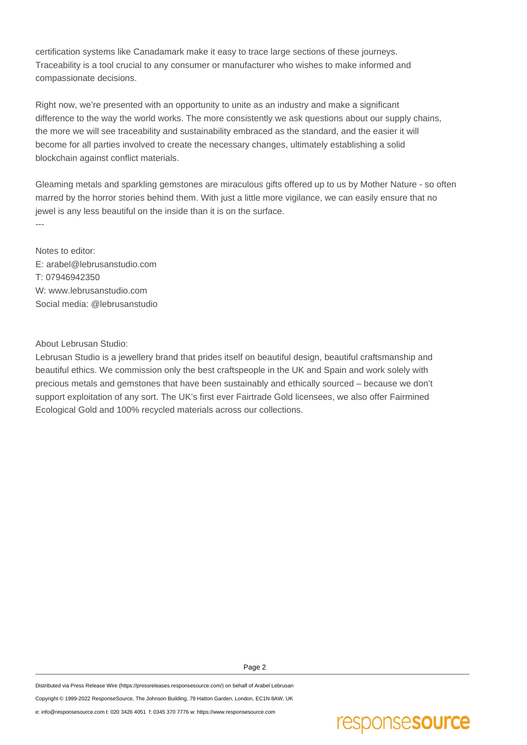certification systems like Canadamark make it easy to trace large sections of these journeys. Traceability is a tool crucial to any consumer or manufacturer who wishes to make informed and compassionate decisions.

Right now, we're presented with an opportunity to unite as an industry and make a significant difference to the way the world works. The more consistently we ask questions about our supply chains, the more we will see traceability and sustainability embraced as the standard, and the easier it will become for all parties involved to create the necessary changes, ultimately establishing a solid blockchain against conflict materials.

Gleaming metals and sparkling gemstones are miraculous gifts offered up to us by Mother Nature - so often marred by the horror stories behind them. With just a little more vigilance, we can easily ensure that no jewel is any less beautiful on the inside than it is on the surface.

---

Notes to editor:
E: arabel@lebrusanstudio.com
T: 07946942350
W: www.lebrusanstudio.com
Social media: @lebrusanstudio

About Lebrusan Studio:
Lebrusan Studio is a jewellery brand that prides itself on beautiful design, beautiful craftsmanship and beautiful ethics. We commission only the best craftspeople in the UK and Spain and work solely with precious metals and gemstones that have been sustainably and ethically sourced – because we don't support exploitation of any sort. The UK's first ever Fairtrade Gold licensees, we also offer Fairmined Ecological Gold and 100% recycled materials across our collections.